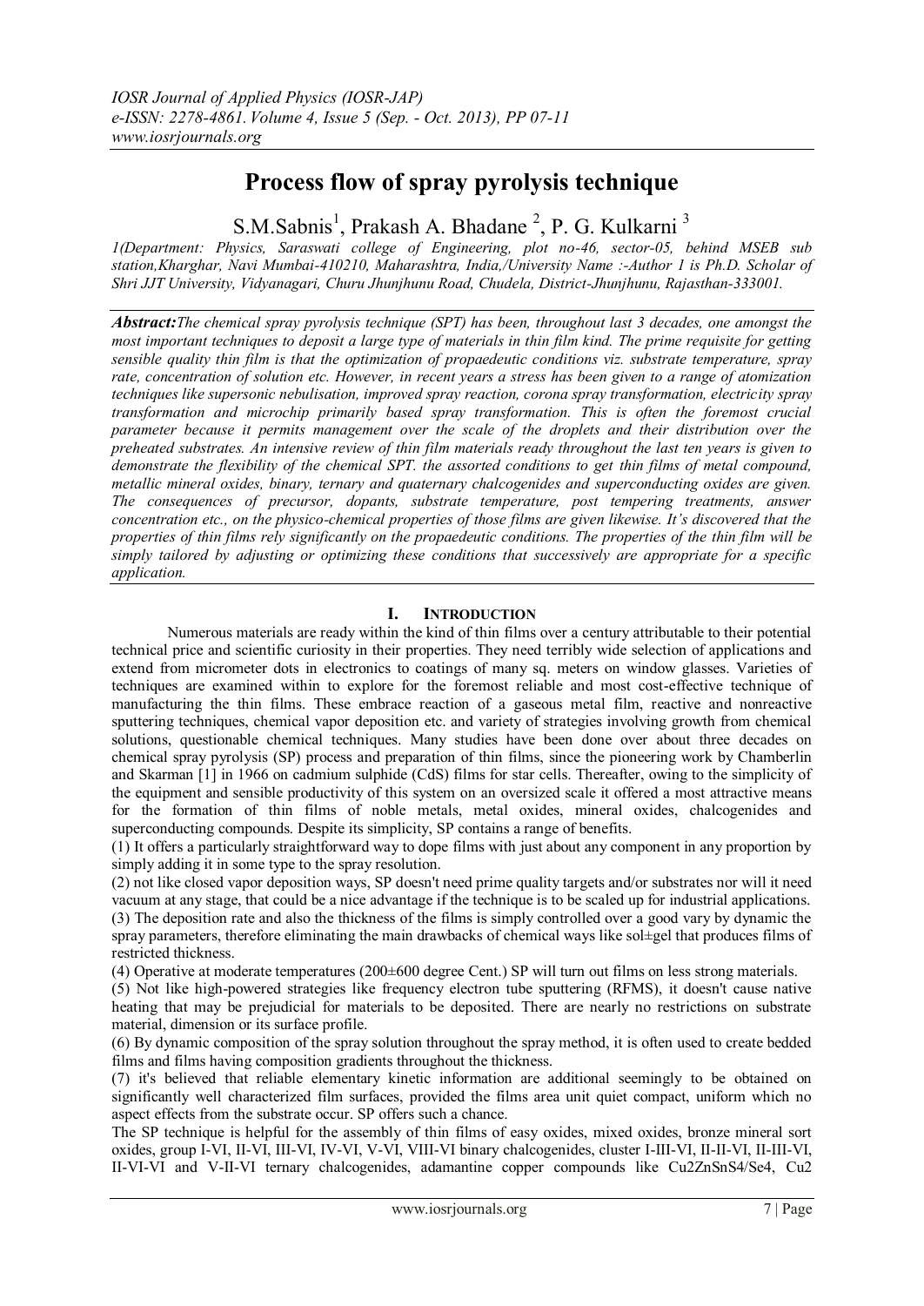# Process flow of spray pyrolysis technique

S.M.Sabnis[1], Prakash A. Bhadane [2], P. G. Kulkarni [3]

*1(Department: Physics, Saraswati college of Engineering, plot no-46, sector-05, behind MSEB sub station,Kharghar, Navi Mumbai-410210, Maharashtra, India,/University Name :-Author 1 is Ph.D. Scholar of Shri JJT University, Vidyanagari, Churu Jhunjhunu Road, Chudela, District-Jhunjhunu, Rajasthan-333001.*

***Abstract:****The chemical spray pyrolysis technique (SPT) has been, throughout last 3 decades, one amongst the most important techniques to deposit a large type of materials in thin film kind. The prime requisite for getting sensible quality thin film is that the optimization of propaedeutic conditions viz. substrate temperature, spray rate, concentration of solution etc. However, in recent years a stress has been given to a range of atomization techniques like supersonic nebulisation, improved spray reaction, corona spray transformation, electricity spray transformation and microchip primarily based spray transformation. This is often the foremost crucial parameter because it permits management over the scale of the droplets and their distribution over the preheated substrates. An intensive review of thin film materials ready throughout the last ten years is given to demonstrate the flexibility of the chemical SPT. the assorted conditions to get thin films of metal compound, metallic mineral oxides, binary, ternary and quaternary chalcogenides and superconducting oxides are given. The consequences of precursor, dopants, substrate temperature, post tempering treatments, answer concentration etc., on the physico-chemical properties of those films are given likewise. It's discovered that the properties of thin films rely significantly on the propaedeutic conditions. The properties of the thin film will be simply tailored by adjusting or optimizing these conditions that successively are appropriate for a specific application.*

## I. Introduction

Numerous materials are ready within the kind of thin films over a century attributable to their potential technical price and scientific curiosity in their properties. They need terribly wide selection of applications and extend from micrometer dots in electronics to coatings of many sq. meters on window glasses. Varieties of techniques are examined within to explore for the foremost reliable and most cost-effective technique of manufacturing the thin films. These embrace reaction of a gaseous metal film, reactive and nonreactive sputtering techniques, chemical vapor deposition etc. and variety of strategies involving growth from chemical solutions, questionable chemical techniques. Many studies have been done over about three decades on chemical spray pyrolysis (SP) process and preparation of thin films, since the pioneering work by Chamberlin and Skarman [1] in 1966 on cadmium sulphide (CdS) films for star cells. Thereafter, owing to the simplicity of the equipment and sensible productivity of this system on an oversized scale it offered a most attractive means for the formation of thin films of noble metals, metal oxides, mineral oxides, chalcogenides and superconducting compounds. Despite its simplicity, SP contains a range of benefits.

(1) It offers a particularly straightforward way to dope films with just about any component in any proportion by simply adding it in some type to the spray resolution.

(2) not like closed vapor deposition ways, SP doesn't need prime quality targets and/or substrates nor will it need vacuum at any stage, that could be a nice advantage if the technique is to be scaled up for industrial applications.

(3) The deposition rate and also the thickness of the films is simply controlled over a good vary by dynamic the spray parameters, therefore eliminating the main drawbacks of chemical ways like sol±gel that produces films of restricted thickness.

(4) Operative at moderate temperatures (200±600 degree Cent.) SP will turn out films on less strong materials.

(5) Not like high-powered strategies like frequency electron tube sputtering (RFMS), it doesn't cause native heating that may be prejudicial for materials to be deposited. There are nearly no restrictions on substrate material, dimension or its surface profile.

(6) By dynamic composition of the spray solution throughout the spray method, it is often used to create bedded films and films having composition gradients throughout the thickness.

(7) it's believed that reliable elementary kinetic information are additional seemingly to be obtained on significantly well characterized film surfaces, provided the films area unit quiet compact, uniform which no aspect effects from the substrate occur. SP offers such a chance.

The SP technique is helpful for the assembly of thin films of easy oxides, mixed oxides, bronze mineral sort oxides, group I-VI, II-VI, III-VI, IV-VI, V-VI, VIII-VI binary chalcogenides, cluster I-III-VI, II-II-VI, II-III-VI, II-VI-VI and V-II-VI ternary chalcogenides, adamantine copper compounds like $Cu_2ZnSnS_4/Se_4$, Cu2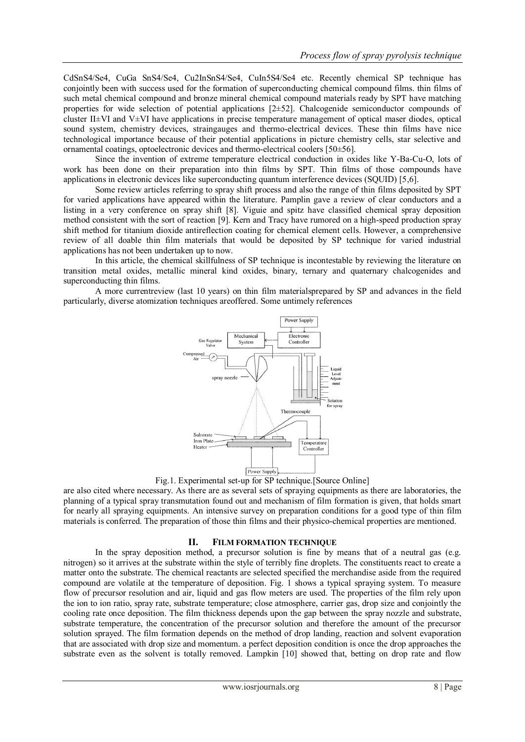CdSnS4/Se4, CuGa SnS4/Se4, Cu2InSnS4/Se4, CuIn5S4/Se4 etc. Recently chemical SP technique has conjointly been with success used for the formation of superconducting chemical compound films. thin films of such metal chemical compound and bronze mineral chemical compound materials ready by SPT have matching properties for wide selection of potential applications [2±52]. Chalcogenide semiconductor compounds of cluster II±VI and V±VI have applications in precise temperature management of optical maser diodes, optical sound system, chemistry devices, straingauges and thermo-electrical devices. These thin films have nice technological importance because of their potential applications in picture chemistry cells, star selective and ornamental coatings, optoelectronic devices and thermo-electrical coolers [50±56].

Since the invention of extreme temperature electrical conduction in oxides like Y-Ba-Cu-O, lots of work has been done on their preparation into thin films by SPT. Thin films of those compounds have applications in electronic devices like superconducting quantum interference devices (SQUID) [5,6].

Some review articles referring to spray shift process and also the range of thin films deposited by SPT for varied applications have appeared within the literature. Pamplin gave a review of clear conductors and a listing in a very conference on spray shift [8]. Viguie and spitz have classified chemical spray deposition method consistent with the sort of reaction [9]. Kern and Tracy have rumored on a high-speed production spray shift method for titanium dioxide antireflection coating for chemical element cells. However, a comprehensive review of all doable thin film materials that would be deposited by SP technique for varied industrial applications has not been undertaken up to now.

In this article, the chemical skillfulness of SP technique is incontestable by reviewing the literature on transition metal oxides, metallic mineral kind oxides, binary, ternary and quaternary chalcogenides and superconducting thin films.

A more currentreview (last 10 years) on thin film materialsprepared by SP and advances in the field particularly, diverse atomization techniques areoffered. Some untimely references

Fig.1. Experimental set-up for SP technique.[Source Online]

are also cited where necessary. As there are as several sets of spraying equipments as there are laboratories, the planning of a typical spray transmutation found out and mechanism of film formation is given, that holds smart for nearly all spraying equipments. An intensive survey on preparation conditions for a good type of thin film materials is conferred. The preparation of those thin films and their physico-chemical properties are mentioned.

## II. FILM FORMATION TECHNIQUE

In the spray deposition method, a precursor solution is fine by means that of a neutral gas (e.g. nitrogen) so it arrives at the substrate within the style of terribly fine droplets. The constituents react to create a matter onto the substrate. The chemical reactants are selected specified the merchandise aside from the required compound are volatile at the temperature of deposition. Fig. 1 shows a typical spraying system. To measure flow of precursor resolution and air, liquid and gas flow meters are used. The properties of the film rely upon the ion to ion ratio, spray rate, substrate temperature; close atmosphere, carrier gas, drop size and conjointly the cooling rate once deposition. The film thickness depends upon the gap between the spray nozzle and substrate, substrate temperature, the concentration of the precursor solution and therefore the amount of the precursor solution sprayed. The film formation depends on the method of drop landing, reaction and solvent evaporation that are associated with drop size and momentum. a perfect deposition condition is once the drop approaches the substrate even as the solvent is totally removed. Lampkin [10] showed that, betting on drop rate and flow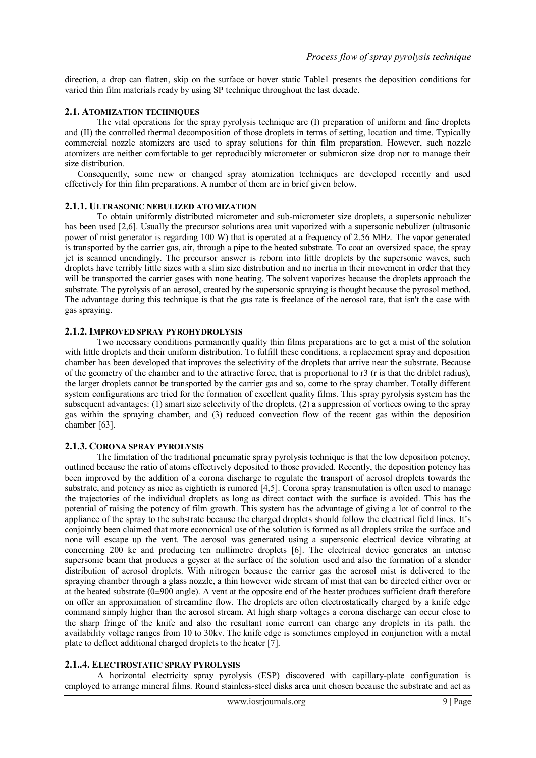direction, a drop can flatten, skip on the surface or hover static Table1 presents the deposition conditions for varied thin film materials ready by using SP technique throughout the last decade.

### 2.1. ATOMIZATION TECHNIQUES

The vital operations for the spray pyrolysis technique are (I) preparation of uniform and fine droplets and (II) the controlled thermal decomposition of those droplets in terms of setting, location and time. Typically commercial nozzle atomizers are used to spray solutions for thin film preparation. However, such nozzle atomizers are neither comfortable to get reproducibly micrometer or submicron size drop nor to manage their size distribution.

Consequently, some new or changed spray atomization techniques are developed recently and used effectively for thin film preparations. A number of them are in brief given below.

#### 2.1.1. ULTRASONIC NEBULIZED ATOMIZATION

To obtain uniformly distributed micrometer and sub-micrometer size droplets, a supersonic nebulizer has been used [2,6]. Usually the precursor solutions area unit vaporized with a supersonic nebulizer (ultrasonic power of mist generator is regarding 100 W) that is operated at a frequency of 2.56 MHz. The vapor generated is transported by the carrier gas, air, through a pipe to the heated substrate. To coat an oversized space, the spray jet is scanned unendingly. The precursor answer is reborn into little droplets by the supersonic waves, such droplets have terribly little sizes with a slim size distribution and no inertia in their movement in order that they will be transported the carrier gases with none heating. The solvent vaporizes because the droplets approach the substrate. The pyrolysis of an aerosol, created by the supersonic spraying is thought because the pyrosol method. The advantage during this technique is that the gas rate is freelance of the aerosol rate, that isn't the case with gas spraying.

#### 2.1.2. IMPROVED SPRAY PYROHYDROLYSIS

Two necessary conditions permanently quality thin films preparations are to get a mist of the solution with little droplets and their uniform distribution. To fulfill these conditions, a replacement spray and deposition chamber has been developed that improves the selectivity of the droplets that arrive near the substrate. Because of the geometry of the chamber and to the attractive force, that is proportional to r3 (r is that the driblet radius), the larger droplets cannot be transported by the carrier gas and so, come to the spray chamber. Totally different system configurations are tried for the formation of excellent quality films. This spray pyrolysis system has the subsequent advantages: (1) smart size selectivity of the droplets, (2) a suppression of vortices owing to the spray gas within the spraying chamber, and (3) reduced convection flow of the recent gas within the deposition chamber [63].

#### 2.1.3. CORONA SPRAY PYROLYSIS

The limitation of the traditional pneumatic spray pyrolysis technique is that the low deposition potency, outlined because the ratio of atoms effectively deposited to those provided. Recently, the deposition potency has been improved by the addition of a corona discharge to regulate the transport of aerosol droplets towards the substrate, and potency as nice as eightieth is rumored [4,5]. Corona spray transmutation is often used to manage the trajectories of the individual droplets as long as direct contact with the surface is avoided. This has the potential of raising the potency of film growth. This system has the advantage of giving a lot of control to the appliance of the spray to the substrate because the charged droplets should follow the electrical field lines. It's conjointly been claimed that more economical use of the solution is formed as all droplets strike the surface and none will escape up the vent. The aerosol was generated using a supersonic electrical device vibrating at concerning 200 kc and producing ten millimetre droplets [6]. The electrical device generates an intense supersonic beam that produces a geyser at the surface of the solution used and also the formation of a slender distribution of aerosol droplets. With nitrogen because the carrier gas the aerosol mist is delivered to the spraying chamber through a glass nozzle, a thin however wide stream of mist that can be directed either over or at the heated substrate (0±900 angle). A vent at the opposite end of the heater produces sufficient draft therefore on offer an approximation of streamline flow. The droplets are often electrostatically charged by a knife edge command simply higher than the aerosol stream. At high sharp voltages a corona discharge can occur close to the sharp fringe of the knife and also the resultant ionic current can charge any droplets in its path. the availability voltage ranges from 10 to 30kv. The knife edge is sometimes employed in conjunction with a metal plate to deflect additional charged droplets to the heater [7].

#### 2.1..4. ELECTROSTATIC SPRAY PYROLYSIS

A horizontal electricity spray pyrolysis (ESP) discovered with capillary-plate configuration is employed to arrange mineral films. Round stainless-steel disks area unit chosen because the substrate and act as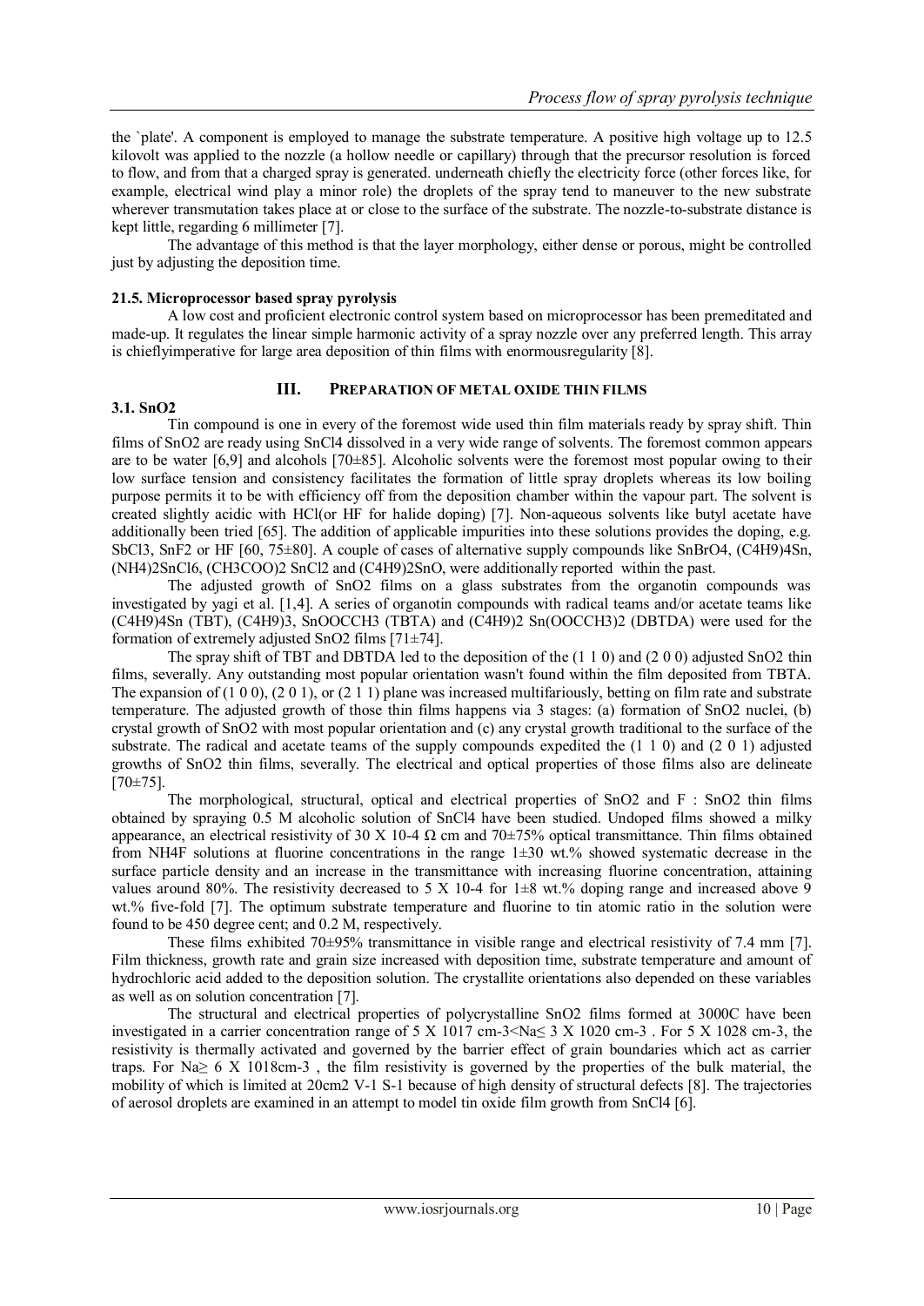the `plate'. A component is employed to manage the substrate temperature. A positive high voltage up to 12.5 kilovolt was applied to the nozzle (a hollow needle or capillary) through that the precursor resolution is forced to flow, and from that a charged spray is generated. underneath chiefly the electricity force (other forces like, for example, electrical wind play a minor role) the droplets of the spray tend to maneuver to the new substrate wherever transmutation takes place at or close to the surface of the substrate. The nozzle-to-substrate distance is kept little, regarding 6 millimeter [7].

The advantage of this method is that the layer morphology, either dense or porous, might be controlled just by adjusting the deposition time.

### 21.5. Microprocessor based spray pyrolysis

A low cost and proficient electronic control system based on microprocessor has been premeditated and made-up. It regulates the linear simple harmonic activity of a spray nozzle over any preferred length. This array is chieflyimperative for large area deposition of thin films with enormousregularity [8].

## III. PREPARATION OF METAL OXIDE THIN FILMS

### 3.1. SnO2

Tin compound is one in every of the foremost wide used thin film materials ready by spray shift. Thin films of $SnO_2$ are ready using $SnCl_4$ dissolved in a very wide range of solvents. The foremost common appears are to be water [6,9] and alcohols [70±85]. Alcoholic solvents were the foremost most popular owing to their low surface tension and consistency facilitates the formation of little spray droplets whereas its low boiling purpose permits it to be with efficiency off from the deposition chamber within the vapour part. The solvent is created slightly acidic with HCl(or HF for halide doping) [7]. Non-aqueous solvents like butyl acetate have additionally been tried [65]. The addition of applicable impurities into these solutions provides the doping, e.g. $SbCl_3$, $SnF_2$ or HF [60, 75±80]. A couple of cases of alternative supply compounds like $SnBrO_4$, $(C_4H_9)_4Sn$, $(NH_4)_2SnCl_6$, $(CH_3COO)_2$ $SnCl_2$ and $(C_4H_9)_2SnO$, were additionally reported within the past.

The adjusted growth of $SnO_2$ films on a glass substrates from the organotin compounds was investigated by yagi et al. [1,4]. A series of organotin compounds with radical teams and/or acetate teams like $(C_4H_9)_4Sn$ (TBT), $(C_4H_9)_3$, $SnOOCCH_3$ (TBTA) and $(C_4H_9)_2$ $Sn(OOCCH_3)_2$ (DBTDA) were used for the formation of extremely adjusted $SnO_2$ films [71±74].

The spray shift of TBT and DBTDA led to the deposition of the (1 1 0) and (2 0 0) adjusted $SnO_2$ thin films, severally. Any outstanding most popular orientation wasn't found within the film deposited from TBTA. The expansion of (1 0 0), (2 0 1), or (2 1 1) plane was increased multifariously, betting on film rate and substrate temperature. The adjusted growth of those thin films happens via 3 stages: (a) formation of $SnO_2$ nuclei, (b) crystal growth of $SnO_2$ with most popular orientation and (c) any crystal growth traditional to the surface of the substrate. The radical and acetate teams of the supply compounds expedited the (1 1 0) and (2 0 1) adjusted growths of $SnO_2$ thin films, severally. The electrical and optical properties of those films also are delineate [70±75].

The morphological, structural, optical and electrical properties of $SnO_2$ and F : $SnO_2$ thin films obtained by spraying 0.5 M alcoholic solution of $SnCl_4$ have been studied. Undoped films showed a milky appearance, an electrical resistivity of 30 X $10^{-4}$ Ω cm and 70±75% optical transmittance. Thin films obtained from $NH_4F$ solutions at fluorine concentrations in the range 1±30 wt.% showed systematic decrease in the surface particle density and an increase in the transmittance with increasing fluorine concentration, attaining values around 80%. The resistivity decreased to 5 X $10^{-4}$ for 1±8 wt.% doping range and increased above 9 wt.% five-fold [7]. The optimum substrate temperature and fluorine to tin atomic ratio in the solution were found to be 450 degree cent; and 0.2 M, respectively.

These films exhibited 70±95% transmittance in visible range and electrical resistivity of 7.4 mm [7]. Film thickness, growth rate and grain size increased with deposition time, substrate temperature and amount of hydrochloric acid added to the deposition solution. The crystallite orientations also depended on these variables as well as on solution concentration [7].

The structural and electrical properties of polycrystalline $SnO_2$ films formed at 3000C have been investigated in a carrier concentration range of 5 X $10^{17}$ $cm^{-3}$<$N_a$≤ 3 X $10^{20}$ $cm^{-3}$ . For 5 X $10^{28}$ $cm^{-3}$, the resistivity is thermally activated and governed by the barrier effect of grain boundaries which act as carrier traps. For $N_a$≥ 6 X $10^{18}$$cm^{-3}$ , the film resistivity is governed by the properties of the bulk material, the mobility of which is limited at 20$cm^2$ $V^{-1}$ $S^{-1}$ because of high density of structural defects [8]. The trajectories of aerosol droplets are examined in an attempt to model tin oxide film growth from $SnCl_4$ [6].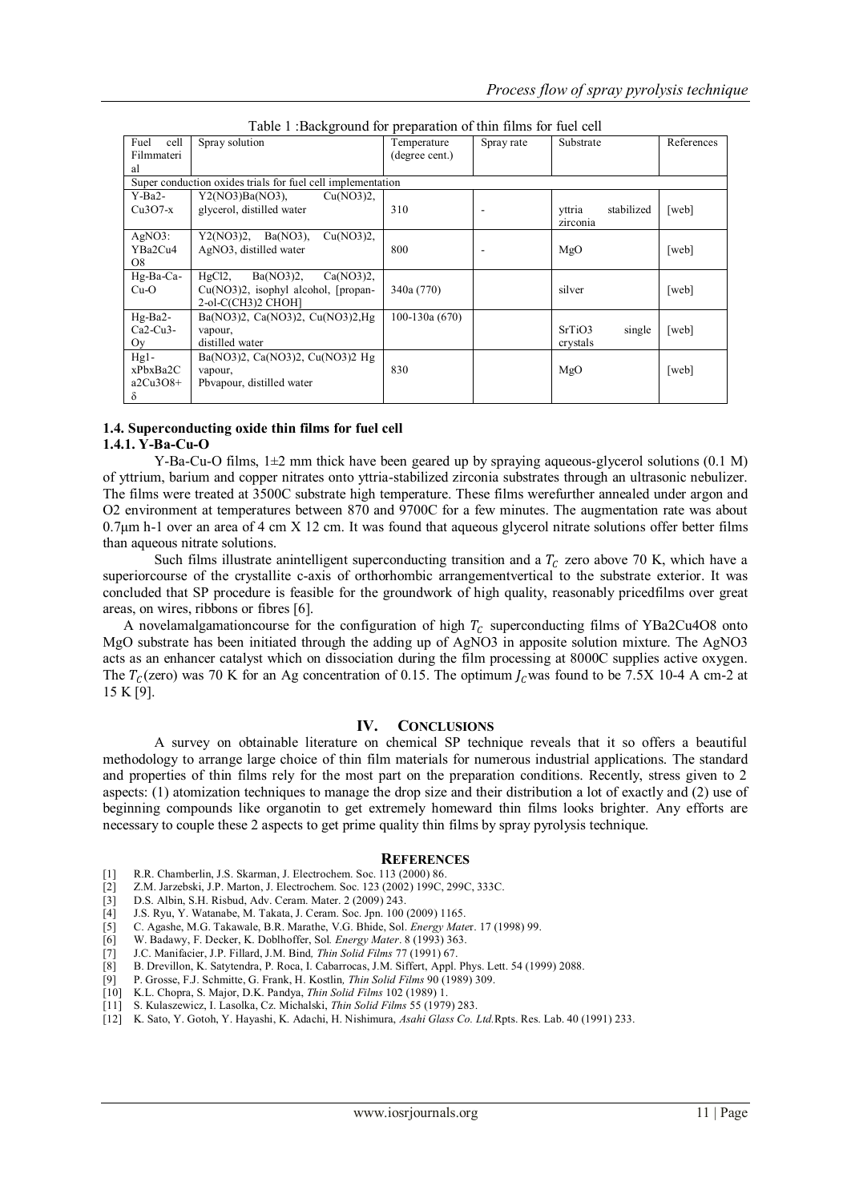Table 1 :Background for preparation of thin films for fuel cell

| Fuel cell Filmmaterial | Spray solution | Temperature (degree cent.) | Spray rate | Substrate | References |
|---|---|---|---|---|---|
| Super conduction oxides trials for fuel cell implementation | | | | | |
| Y-Ba2-Cu3O7-x | Y2(NO3)Ba(NO3), Cu(NO3)2, glycerol, distilled water | 310 | - | yttria stabilized zirconia | [web] |
| AgNO3: YBa2Cu4O8 | Y2(NO3)2, Ba(NO3), Cu(NO3)2, AgNO3, distilled water | 800 | - | MgO | [web] |
| Hg-Ba-Ca-Cu-O | HgCl2, Ba(NO3)2, Ca(NO3)2, Cu(NO3)2, isophyl alcohol, [propan-2-ol-C(CH3)2 CHOH] | 340a (770) | | silver | [web] |
| Hg-Ba2-Ca2-Cu3-Oy | Ba(NO3)2, Ca(NO3)2, Cu(NO3)2,Hg vapour, distilled water | 100-130a (670) | | SrTiO3 single crystals | [web] |
| Hg1-xPbxBa2Ca2Cu3O8+δ | Ba(NO3)2, Ca(NO3)2, Cu(NO3)2 Hg vapour, Pbvapour, distilled water | 830 | | MgO | [web] |

### 1.4. Superconducting oxide thin films for fuel cell

#### 1.4.1. Y-Ba-Cu-O

Y-Ba-Cu-O films, 1±2 mm thick have been geared up by spraying aqueous-glycerol solutions (0.1 M) of yttrium, barium and copper nitrates onto yttria-stabilized zirconia substrates through an ultrasonic nebulizer. The films were treated at 3500C substrate high temperature. These films werefurther annealed under argon and O2 environment at temperatures between 870 and 9700C for a few minutes. The augmentation rate was about 0.7μm h-1 over an area of 4 cm X 12 cm. It was found that aqueous glycerol nitrate solutions offer better films than aqueous nitrate solutions.

Such films illustrate anintelligent superconducting transition and a $T_C$ zero above 70 K, which have a superiorcourse of the crystallite c-axis of orthorhombic arrangementvertical to the substrate exterior. It was concluded that SP procedure is feasible for the groundwork of high quality, reasonably pricedfilms over great areas, on wires, ribbons or fibres [6].

A novelamalgamationcourse for the configuration of high $T_C$ superconducting films of YBa2Cu4O8 onto MgO substrate has been initiated through the adding up of AgNO3 in apposite solution mixture. The AgNO3 acts as an enhancer catalyst which on dissociation during the film processing at 8000C supplies active oxygen. The $T_C$(zero) was 70 K for an Ag concentration of 0.15. The optimum $J_C$was found to be 7.5X 10-4 A cm-2 at 15 K [9].

## IV. Conclusions

A survey on obtainable literature on chemical SP technique reveals that it so offers a beautiful methodology to arrange large choice of thin film materials for numerous industrial applications. The standard and properties of thin films rely for the most part on the preparation conditions. Recently, stress given to 2 aspects: (1) atomization techniques to manage the drop size and their distribution a lot of exactly and (2) use of beginning compounds like organotin to get extremely homeward thin films looks brighter. Any efforts are necessary to couple these 2 aspects to get prime quality thin films by spray pyrolysis technique.

## References

[1] R.R. Chamberlin, J.S. Skarman, J. Electrochem. Soc. 113 (2000) 86.
[2] Z.M. Jarzebski, J.P. Marton, J. Electrochem. Soc. 123 (2002) 199C, 299C, 333C.
[3] D.S. Albin, S.H. Risbud, Adv. Ceram. Mater. 2 (2009) 243.
[4] J.S. Ryu, Y. Watanabe, M. Takata, J. Ceram. Soc. Jpn. 100 (2009) 1165.
[5] C. Agashe, M.G. Takawale, B.R. Marathe, V.G. Bhide, Sol. *Energy Mate*r. 17 (1998) 99.
[6] W. Badawy, F. Decker, K. Doblhoffer, Sol. *Energy Mater*. 8 (1993) 363.
[7] J.C. Manifacier, J.P. Fillard, J.M. Bind, *Thin Solid Films* 77 (1991) 67.
[8] B. Drevillon, K. Satytendra, P. Roca, I. Cabarrocas, J.M. Siffert, Appl. Phys. Lett. 54 (1999) 2088.
[9] P. Grosse, F.J. Schmitte, G. Frank, H. Kostlin, *Thin Solid Films* 90 (1989) 309.
[10] K.L. Chopra, S. Major, D.K. Pandya, *Thin Solid Films* 102 (1989) 1.
[11] S. Kulaszewicz, I. Lasolka, Cz. Michalski, *Thin Solid Films* 55 (1979) 283.
[12] K. Sato, Y. Gotoh, Y. Hayashi, K. Adachi, H. Nishimura, *Asahi Glass Co. Ltd.*Rpts. Res. Lab. 40 (1991) 233.